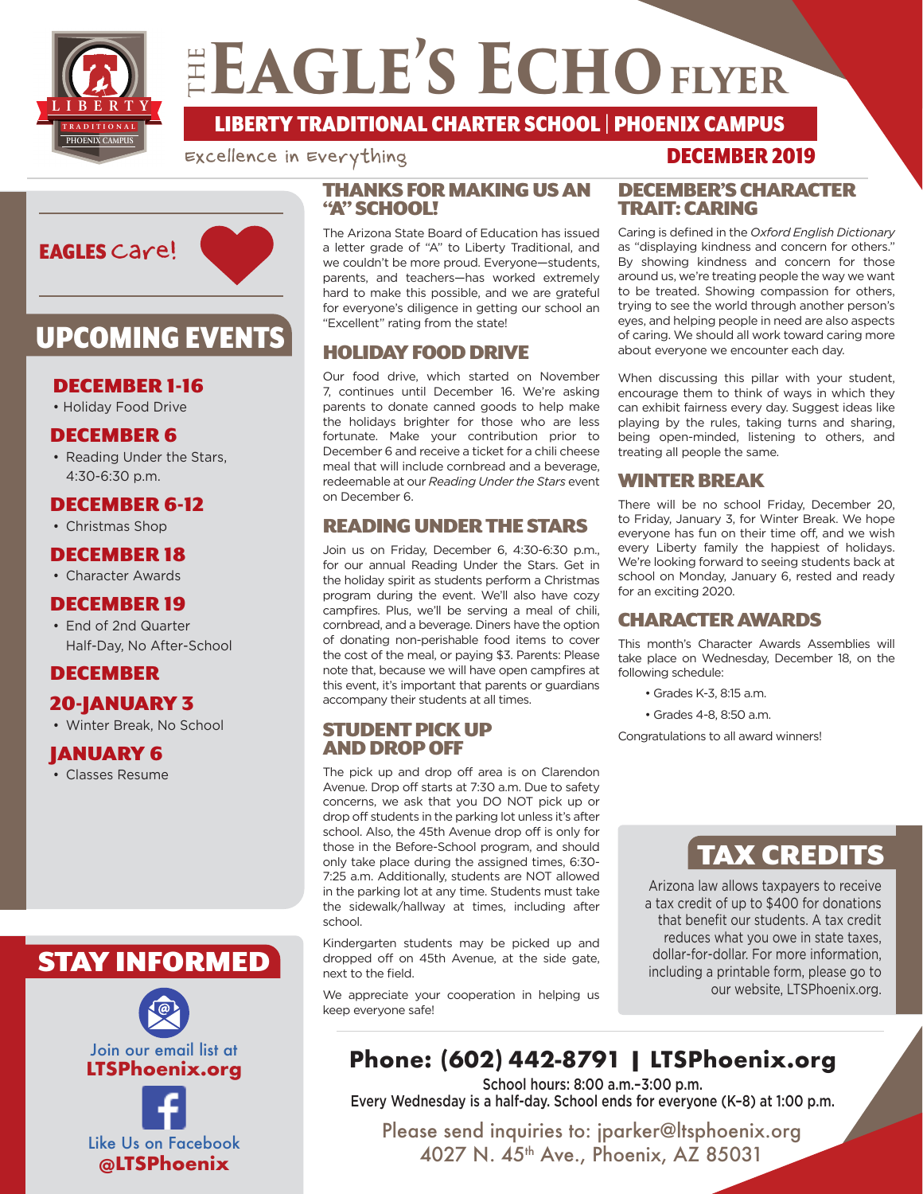# THE EAGLE'S ECHO FLYER

## LIBERTY TRADITIONAL CHARTER SCHOOL | PHOENIX CAMPUS

Excellence in Everything

**DECEMBER 2019**

**EAGLES Care!**

## UPCOMING EVENTS

### DECEMBER 1-16
- Holiday Food Drive

### DECEMBER 6
- Reading Under the Stars, 4:30-6:30 p.m.

### DECEMBER 6-12
- Christmas Shop

### DECEMBER 18
- Character Awards

### DECEMBER 19
- End of 2nd Quarter Half-Day, No After-School

### DECEMBER 20-JANUARY 3
- Winter Break, No School

### JANUARY 6
- Classes Resume

## THANKS FOR MAKING US AN "A" SCHOOL!

The Arizona State Board of Education has issued a letter grade of "A" to Liberty Traditional, and we couldn't be more proud. Everyone—students, parents, and teachers—has worked extremely hard to make this possible, and we are grateful for everyone's diligence in getting our school an "Excellent" rating from the state!

## HOLIDAY FOOD DRIVE

Our food drive, which started on November 7, continues until December 16. We're asking parents to donate canned goods to help make the holidays brighter for those who are less fortunate. Make your contribution prior to December 6 and receive a ticket for a chili cheese meal that will include cornbread and a beverage, redeemable at our *Reading Under the Stars* event on December 6.

## READING UNDER THE STARS

Join us on Friday, December 6, 4:30-6:30 p.m., for our annual Reading Under the Stars. Get in the holiday spirit as students perform a Christmas program during the event. We'll also have cozy campfires. Plus, we'll be serving a meal of chili, cornbread, and a beverage. Diners have the option of donating non-perishable food items to cover the cost of the meal, or paying $3. Parents: Please note that, because we will have open campfires at this event, it's important that parents or guardians accompany their students at all times.

## STUDENT PICK UP AND DROP OFF

The pick up and drop off area is on Clarendon Avenue. Drop off starts at 7:30 a.m. Due to safety concerns, we ask that you DO NOT pick up or drop off students in the parking lot unless it's after school. Also, the 45th Avenue drop off is only for those in the Before-School program, and should only take place during the assigned times, 6:30-7:25 a.m. Additionally, students are NOT allowed in the parking lot at any time. Students must take the sidewalk/hallway at times, including after school.

Kindergarten students may be picked up and dropped off on 45th Avenue, at the side gate, next to the field.

We appreciate your cooperation in helping us keep everyone safe!

## DECEMBER'S CHARACTER TRAIT: CARING

Caring is defined in the *Oxford English Dictionary* as "displaying kindness and concern for others." By showing kindness and concern for those around us, we're treating people the way we want to be treated. Showing compassion for others, trying to see the world through another person's eyes, and helping people in need are also aspects of caring. We should all work toward caring more about everyone we encounter each day.

When discussing this pillar with your student, encourage them to think of ways in which they can exhibit fairness every day. Suggest ideas like playing by the rules, taking turns and sharing, being open-minded, listening to others, and treating all people the same.

## WINTER BREAK

There will be no school Friday, December 20, to Friday, January 3, for Winter Break. We hope everyone has fun on their time off, and we wish every Liberty family the happiest of holidays. We're looking forward to seeing students back at school on Monday, January 6, rested and ready for an exciting 2020.

## CHARACTER AWARDS

This month's Character Awards Assemblies will take place on Wednesday, December 18, on the following schedule:

- Grades K-3, 8:15 a.m.
- Grades 4-8, 8:50 a.m.

Congratulations to all award winners!

## TAX CREDITS

Arizona law allows taxpayers to receive a tax credit of up to $400 for donations that benefit our students. A tax credit reduces what you owe in state taxes, dollar-for-dollar. For more information, including a printable form, please go to our website, LTSPhoenix.org.

## STAY INFORMED

Join our email list at **LTSPhoenix.org**

Like Us on Facebook **@LTSPhoenix**

**Phone: (602) 442-8791 | LTSPhoenix.org**

School hours: 8:00 a.m.-3:00 p.m.
Every Wednesday is a half-day. School ends for everyone (K-8) at 1:00 p.m.

Please send inquiries to: jparker@ltsphoenix.org
4027 N. 45th Ave., Phoenix, AZ 85031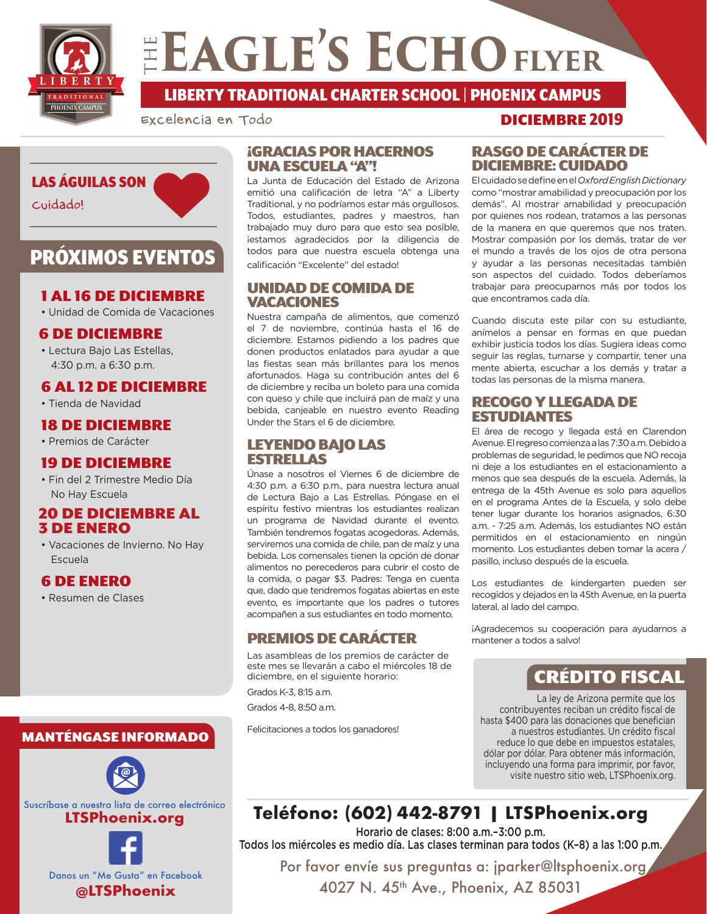# THE EAGLE'S ECHO FLYER

**LIBERTY TRADITIONAL CHARTER SCHOOL | PHOENIX CAMPUS**

Excelencia en Todo

**DICIEMBRE 2019**

**LAS ÁGUILAS SON**
Cuidado!

## PRÓXIMOS EVENTOS

### 1 AL 16 DE DICIEMBRE
- Unidad de Comida de Vacaciones

### 6 DE DICIEMBRE
- Lectura Bajo Las Estellas, 4:30 p.m. a 6:30 p.m.

### 6 AL 12 DE DICIEMBRE
- Tienda de Navidad

### 18 DE DICIEMBRE
- Premios de Carácter

### 19 DE DICIEMBRE
- Fin del 2 Trimestre Medio Día No Hay Escuela

### 20 DE DICIEMBRE AL 3 DE ENERO
- Vacaciones de Invierno. No Hay Escuela

### 6 DE ENERO
- Resumen de Clases

## MANTÉNGASE INFORMADO

Suscríbase a nuestra lista de correo electrónico
**LTSPhoenix.org**

Danos un "Me Gusta" en Facebook
**@LTSPhoenix**

## ¡GRACIAS POR HACERNOS UNA ESCUELA "A"!

La Junta de Educación del Estado de Arizona emitió una calificación de letra "A" a Liberty Traditional, y no podríamos estar más orgullosos. Todos, estudiantes, padres y maestros, han trabajado muy duro para que esto sea posible, ¡estamos agradecidos por la diligencia de todos para que nuestra escuela obtenga una calificación "Excelente" del estado!

## UNIDAD DE COMIDA DE VACACIONES

Nuestra campaña de alimentos, que comenzó el 7 de noviembre, continúa hasta el 16 de diciembre. Estamos pidiendo a los padres que donen productos enlatados para ayudar a que las fiestas sean más brillantes para los menos afortunados. Haga su contribución antes del 6 de diciembre y reciba un boleto para una comida con queso y chile que incluirá pan de maíz y una bebida, canjeable en nuestro evento Reading Under the Stars el 6 de diciembre.

## LEYENDO BAJO LAS ESTRELLAS

Únase a nosotros el Viernes 6 de diciembre de 4:30 p.m. a 6:30 p.m., para nuestra lectura anual de Lectura Bajo a Las Estrellas. Póngase en el espíritu festivo mientras los estudiantes realizan un programa de Navidad durante el evento. También tendremos fogatas acogedoras. Además, serviremos una comida de chile, pan de maíz y una bebida. Los comensales tienen la opción de donar alimentos no perecederos para cubrir el costo de la comida, o pagar $3. Padres: Tenga en cuenta que, dado que tendremos fogatas abiertas en este evento, es importante que los padres o tutores acompañen a sus estudiantes en todo momento.

## PREMIOS DE CARÁCTER

Las asambleas de los premios de carácter de este mes se llevarán a cabo el miércoles 18 de diciembre, en el siguiente horario:

Grados K-3, 8:15 a.m.

Grados 4-8, 8:50 a.m.

Felicitaciones a todos los ganadores!

## RASGO DE CARÁCTER DE DICIEMBRE: CUIDADO

El cuidado se define en el *Oxford English Dictionary* como "mostrar amabilidad y preocupación por los demás". Al mostrar amabilidad y preocupación por quienes nos rodean, tratamos a las personas de la manera en que queremos que nos traten. Mostrar compasión por los demás, tratar de ver el mundo a través de los ojos de otra persona y ayudar a las personas necesitadas también son aspectos del cuidado. Todos deberíamos trabajar para preocuparnos más por todos los que encontramos cada día.

Cuando discuta este pilar con su estudiante, anímelos a pensar en formas en que puedan exhibir justicia todos los días. Sugiera ideas como seguir las reglas, turnarse y compartir, tener una mente abierta, escuchar a los demás y tratar a todas las personas de la misma manera.

## RECOGO Y LLEGADA DE ESTUDIANTES

El área de recogo y llegada está en Clarendon Avenue. El regreso comienza a las 7:30 a.m. Debido a problemas de seguridad, le pedimos que NO recoja ni deje a los estudiantes en el estacionamiento a menos que sea después de la escuela. Además, la entrega de la 45th Avenue es solo para aquellos en el programa Antes de la Escuela, y solo debe tener lugar durante los horarios asignados, 6:30 a.m. - 7:25 a.m. Además, los estudiantes NO están permitidos en el estacionamiento en ningún momento. Los estudiantes deben tomar la acera / pasillo, incluso después de la escuela.

Los estudiantes de kindergarten pueden ser recogidos y dejados en la 45th Avenue, en la puerta lateral, al lado del campo.

¡Agradecemos su cooperación para ayudarnos a mantener a todos a salvo!

## CRÉDITO FISCAL

La ley de Arizona permite que los contribuyentes reciban un crédito fiscal de hasta $400 para las donaciones que benefician a nuestros estudiantes. Un crédito fiscal reduce lo que debe en impuestos estatales, dólar por dólar. Para obtener más información, incluyendo una forma para imprimir, por favor, visite nuestro sitio web, LTSPhoenix.org.

**Teléfono: (602) 442-8791 | LTSPhoenix.org**

Horario de clases: 8:00 a.m.-3:00 p.m.
Todos los miércoles es medio día. Las clases terminan para todos (K-8) a las 1:00 p.m.

Por favor envíe sus preguntas a: jparker@ltsphoenix.org
4027 N. 45th Ave., Phoenix, AZ 85031